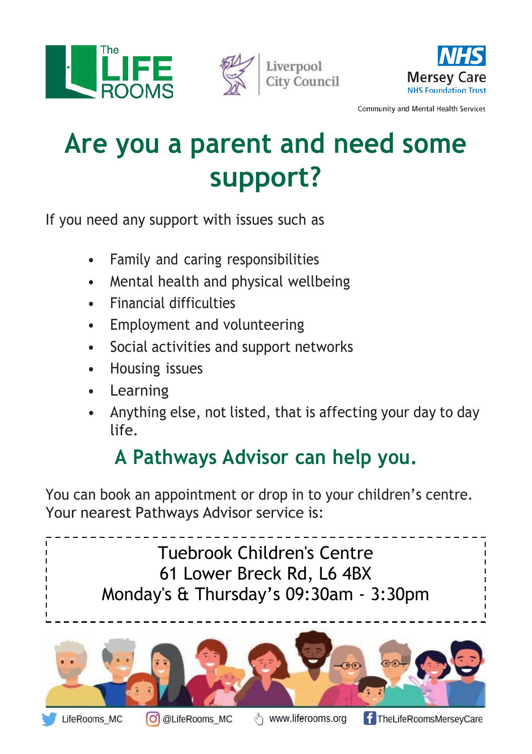The LIFE ROOMS

Liverpool City Council

NHS Mersey Care NHS Foundation Trust

Community and Mental Health Services

# Are you a parent and need some support?

If you need any support with issues such as

- Family and caring responsibilities
- Mental health and physical wellbeing
- Financial difficulties
- Employment and volunteering
- Social activities and support networks
- Housing issues
- Learning
- Anything else, not listed, that is affecting your day to day life.

## A Pathways Advisor can help you.

You can book an appointment or drop in to your children's centre. Your nearest Pathways Advisor service is:

Tuebrook Children's Centre
61 Lower Breck Rd, L6 4BX
Monday's & Thursday's 09:30am - 3:30pm

LifeRooms_MC | @LifeRooms_MC | www.liferooms.org | TheLifeRoomsMerseyCare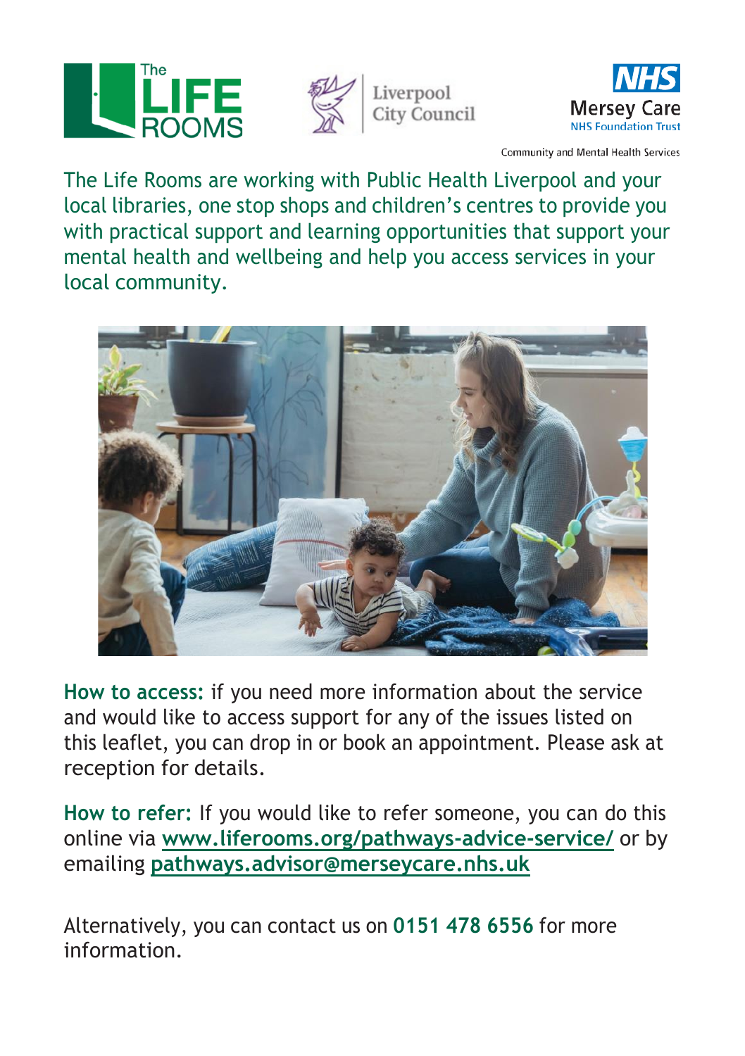The Life Rooms are working with Public Health Liverpool and your local libraries, one stop shops and children's centres to provide you with practical support and learning opportunities that support your mental health and wellbeing and help you access services in your local community.

**How to access:** if you need more information about the service and would like to access support for any of the issues listed on this leaflet, you can drop in or book an appointment. Please ask at reception for details.

**How to refer:** If you would like to refer someone, you can do this online via **www.liferooms.org/pathways-advice-service/** or by emailing **pathways.advisor@merseycare.nhs.uk**

Alternatively, you can contact us on **0151 478 6556** for more information.